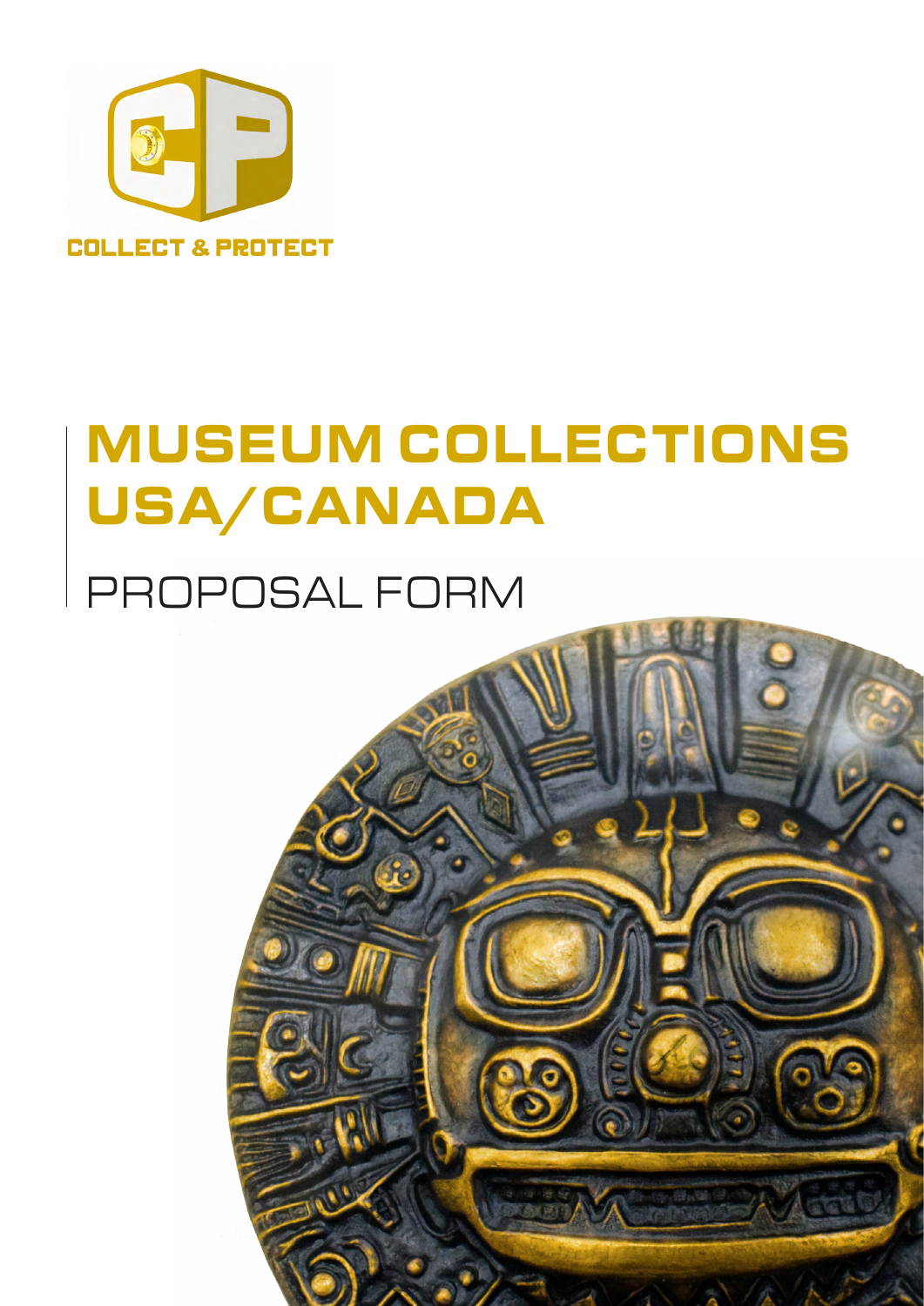COLLECT & PROTECT

# MUSEUM COLLECTIONS USA/CANADA

## PROPOSAL FORM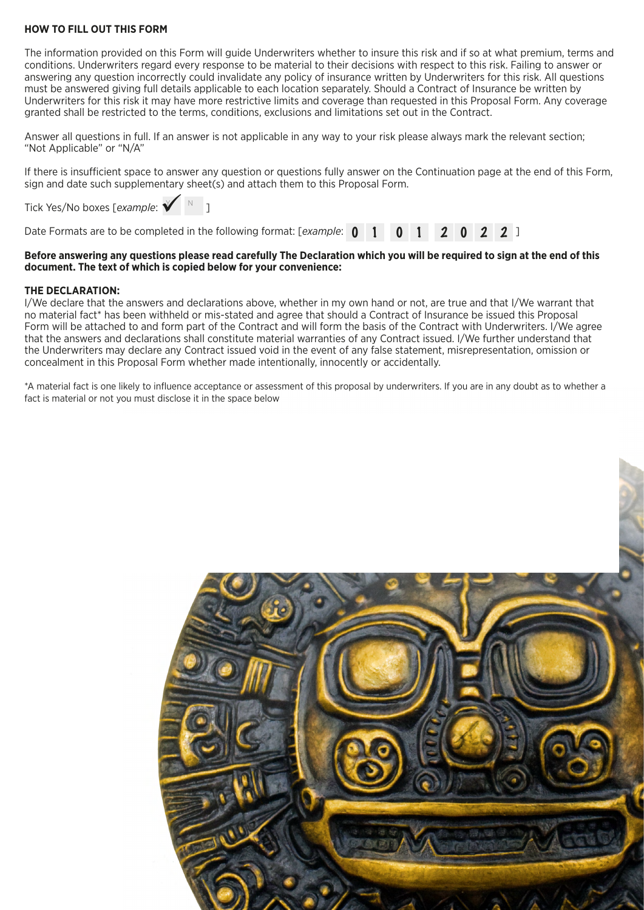**HOW TO FILL OUT THIS FORM**

The information provided on this Form will guide Underwriters whether to insure this risk and if so at what premium, terms and conditions. Underwriters regard every response to be material to their decisions with respect to this risk. Failing to answer or answering any question incorrectly could invalidate any policy of insurance written by Underwriters for this risk. All questions must be answered giving full details applicable to each location separately. Should a Contract of Insurance be written by Underwriters for this risk it may have more restrictive limits and coverage than requested in this Proposal Form. Any coverage granted shall be restricted to the terms, conditions, exclusions and limitations set out in the Contract.

Answer all questions in full. If an answer is not applicable in any way to your risk please always mark the relevant section; "Not Applicable" or "N/A"

If there is insufficient space to answer any question or questions fully answer on the Continuation page at the end of this Form, sign and date such supplementary sheet(s) and attach them to this Proposal Form.

Tick Yes/No boxes [*example*: ✓ N ]

Date Formats are to be completed in the following format: [*example*: 0 1 0 1 2 0 2 2 ]

**Before answering any questions please read carefully The Declaration which you will be required to sign at the end of this document. The text of which is copied below for your convenience:**

**THE DECLARATION:**

I/We declare that the answers and declarations above, whether in my own hand or not, are true and that I/We warrant that no material fact* has been withheld or mis-stated and agree that should a Contract of Insurance be issued this Proposal Form will be attached to and form part of the Contract and will form the basis of the Contract with Underwriters. I/We agree that the answers and declarations shall constitute material warranties of any Contract issued. I/We further understand that the Underwriters may declare any Contract issued void in the event of any false statement, misrepresentation, omission or concealment in this Proposal Form whether made intentionally, innocently or accidentally.

*A material fact is one likely to influence acceptance or assessment of this proposal by underwriters. If you are in any doubt as to whether a fact is material or not you must disclose it in the space below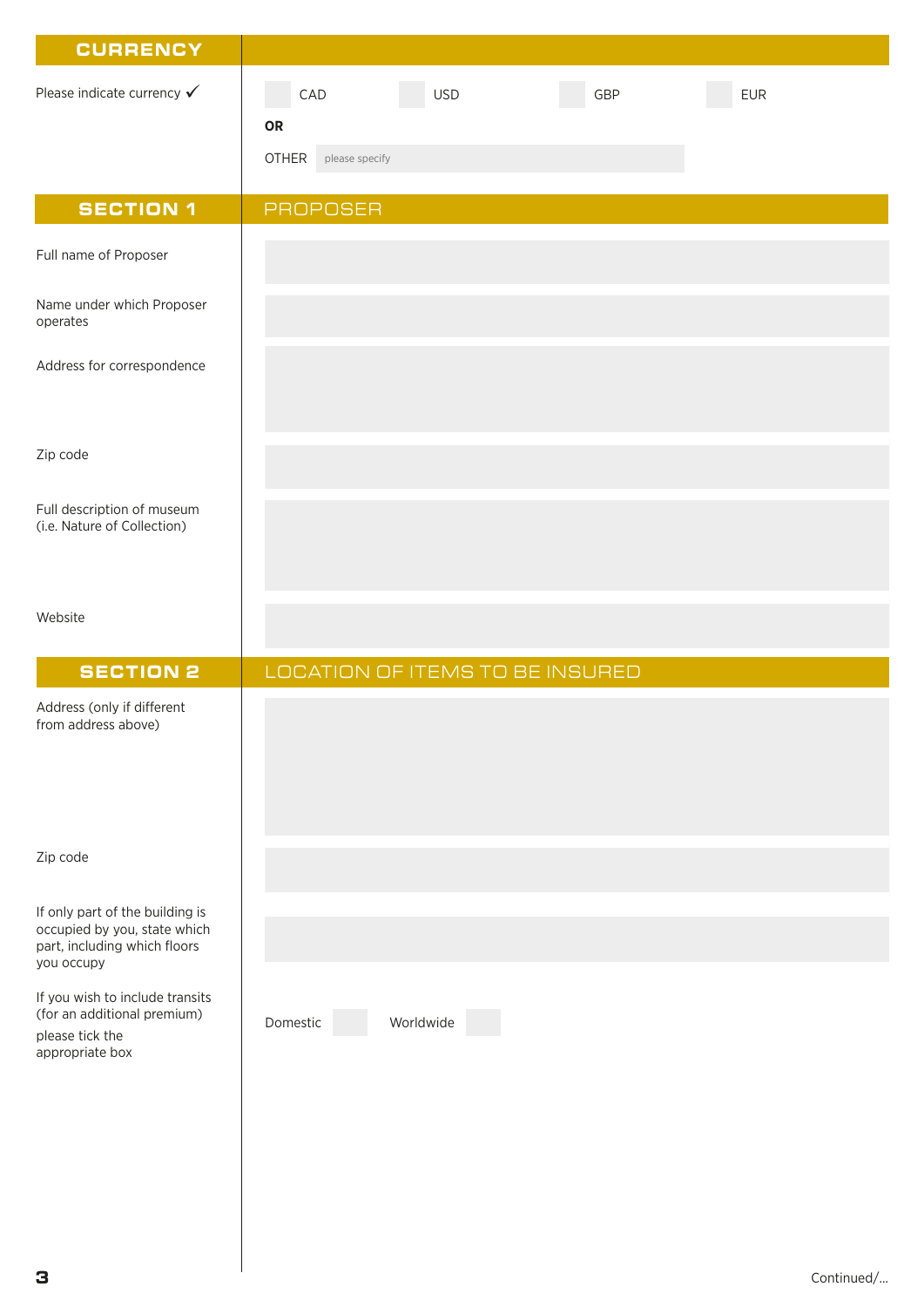## CURRENCY

Please indicate currency ✓

CAD ☐ USD ☐ GBP ☐ EUR ☐

**OR**

OTHER please specify

## SECTION 1 PROPOSER

| | |
|---|---|
| Full name of Proposer | |
| Name under which Proposer operates | |
| Address for correspondence | |
| Zip code | |
| Full description of museum (i.e. Nature of Collection) | |
| Website | |

## SECTION 2 LOCATION OF ITEMS TO BE INSURED

| | |
|---|---|
| Address (only if different from address above) | |
| Zip code | |
| If only part of the building is occupied by you, state which part, including which floors you occupy | |
| If you wish to include transits (for an additional premium) please tick the appropriate box | Domestic ☐ Worldwide ☐ |

Continued/...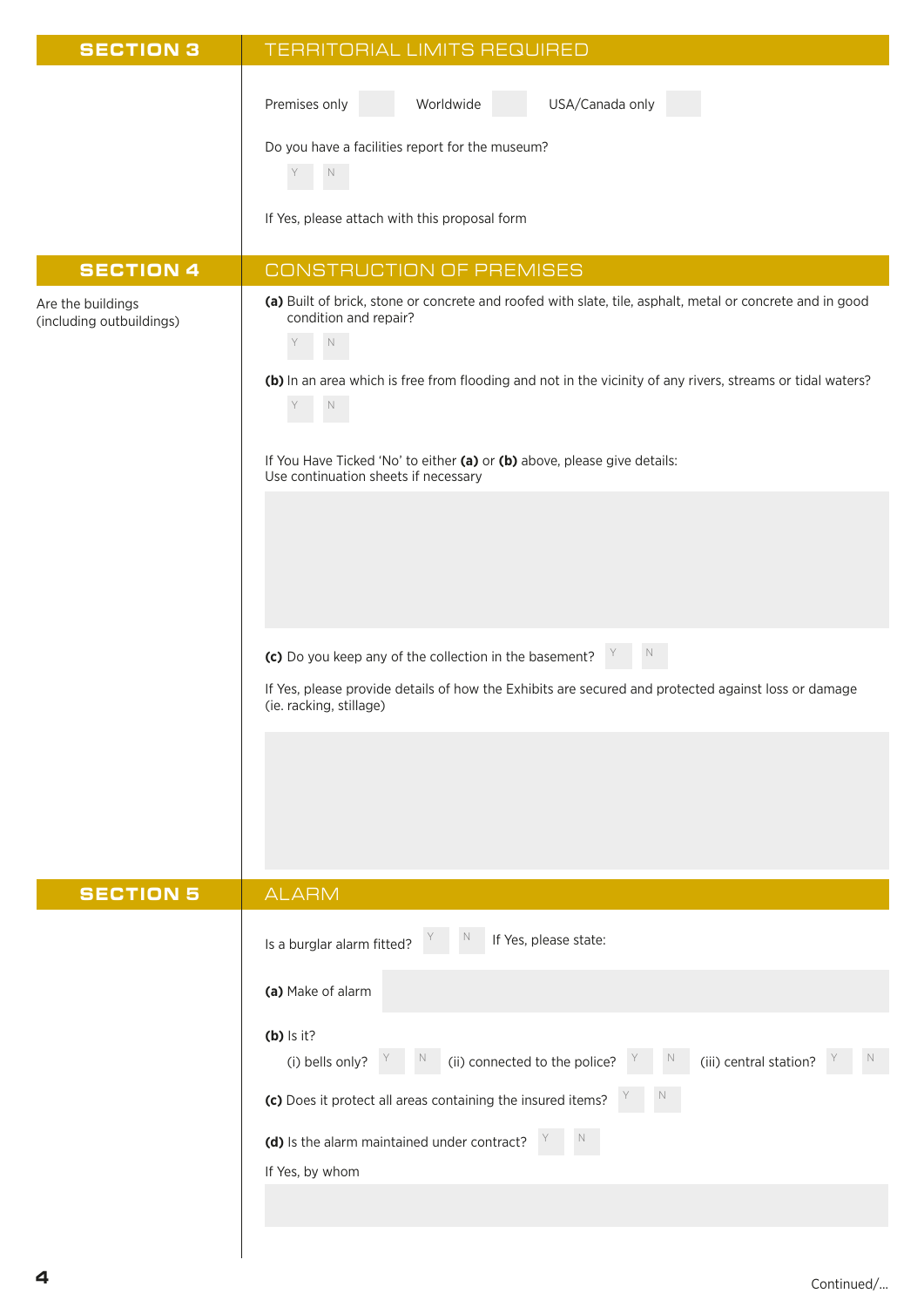## SECTION 3 — TERRITORIAL LIMITS REQUIRED

Premises only ☐ Worldwide ☐ USA/Canada only ☐

Do you have a facilities report for the museum?

Y ☐ N ☐

If Yes, please attach with this proposal form

## SECTION 4 — CONSTRUCTION OF PREMISES

Are the buildings (including outbuildings)

**(a)** Built of brick, stone or concrete and roofed with slate, tile, asphalt, metal or concrete and in good condition and repair?

Y ☐ N ☐

**(b)** In an area which is free from flooding and not in the vicinity of any rivers, streams or tidal waters?

Y ☐ N ☐

If You Have Ticked 'No' to either **(a)** or **(b)** above, please give details:
Use continuation sheets if necessary

**(c)** Do you keep any of the collection in the basement? Y ☐ N ☐

If Yes, please provide details of how the Exhibits are secured and protected against loss or damage (ie. racking, stillage)

## SECTION 5 — ALARM

Is a burglar alarm fitted? Y ☐ N ☐ If Yes, please state:

**(a)** Make of alarm

**(b)** Is it?

(i) bells only? Y ☐ N ☐ (ii) connected to the police? Y ☐ N ☐ (iii) central station? Y ☐ N ☐

**(c)** Does it protect all areas containing the insured items? Y ☐ N ☐

**(d)** Is the alarm maintained under contract? Y ☐ N ☐

If Yes, by whom

Continued/...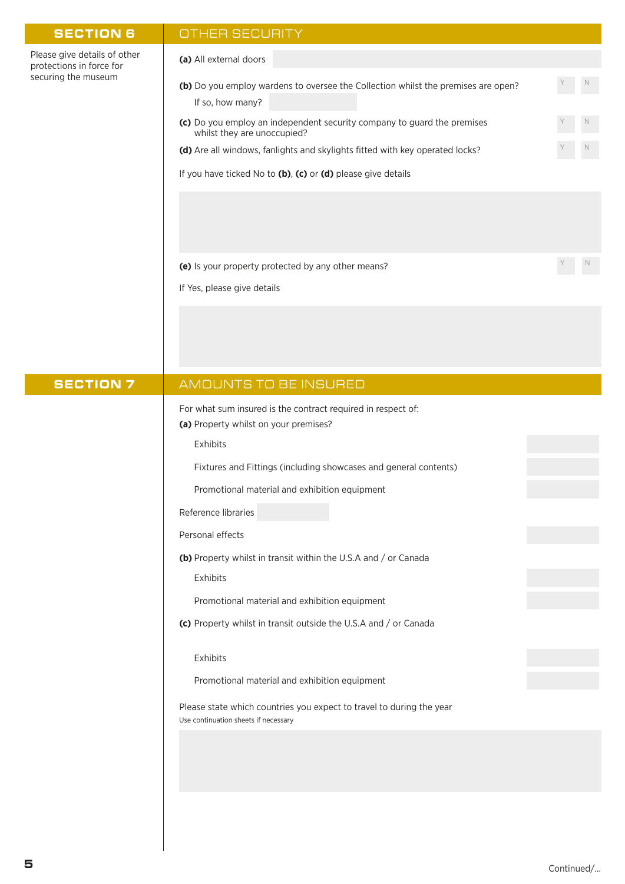## SECTION 6 — OTHER SECURITY

Please give details of other protections in force for securing the museum

**(a)** All external doors

**(b)** Do you employ wardens to oversee the Collection whilst the premises are open? Y N

If so, how many?

**(c)** Do you employ an independent security company to guard the premises whilst they are unoccupied? Y N

**(d)** Are all windows, fanlights and skylights fitted with key operated locks? Y N

If you have ticked No to **(b)**, **(c)** or **(d)** please give details

**(e)** Is your property protected by any other means? Y N

If Yes, please give details

## SECTION 7 — AMOUNTS TO BE INSURED

For what sum insured is the contract required in respect of:

**(a)** Property whilst on your premises?

Exhibits

Fixtures and Fittings (including showcases and general contents)

Promotional material and exhibition equipment

Reference libraries

Personal effects

**(b)** Property whilst in transit within the U.S.A and / or Canada

Exhibits

Promotional material and exhibition equipment

**(c)** Property whilst in transit outside the U.S.A and / or Canada

Exhibits

Promotional material and exhibition equipment

Please state which countries you expect to travel to during the year

Use continuation sheets if necessary

Continued/...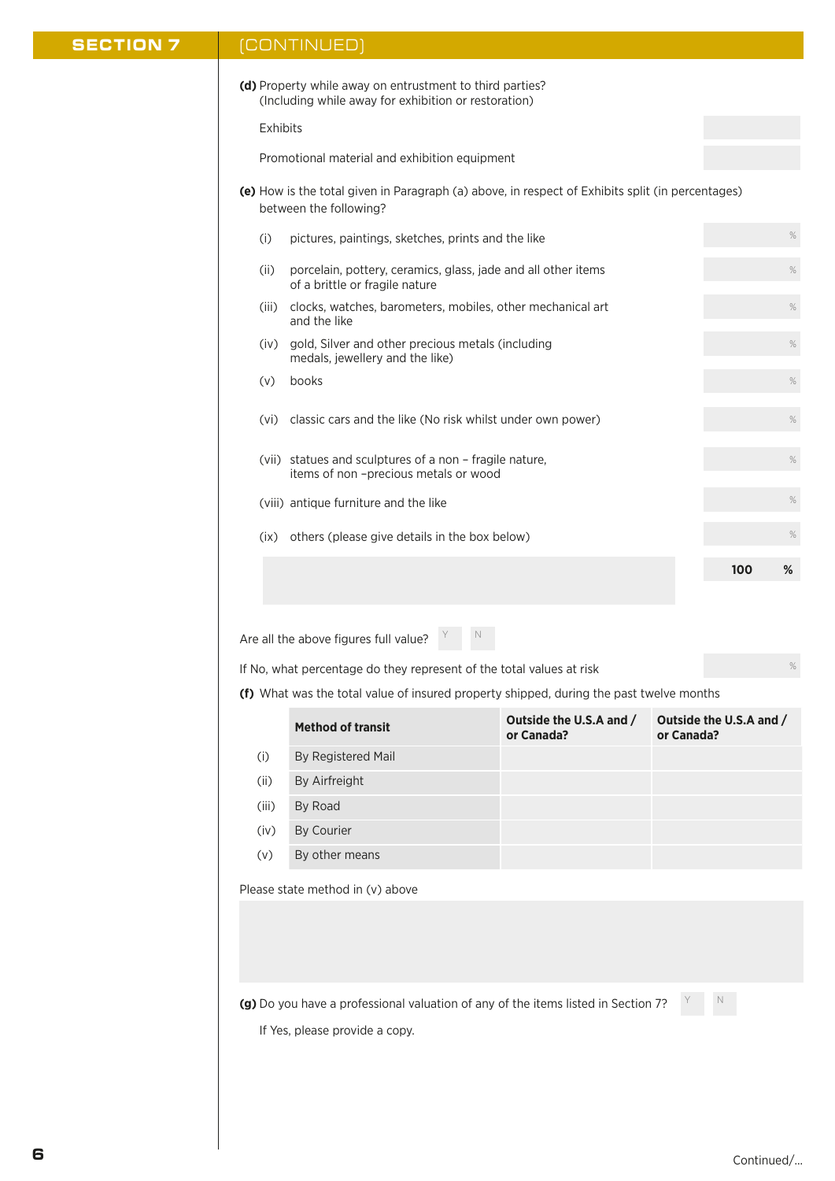## SECTION 7 (CONTINUED)

**(d)** Property while away on entrustment to third parties? (Including while away for exhibition or restoration)

Exhibits

Promotional material and exhibition equipment

**(e)** How is the total given in Paragraph (a) above, in respect of Exhibits split (in percentages) between the following?

| | | |
|---|---|---|
| (i) | pictures, paintings, sketches, prints and the like | % |
| (ii) | porcelain, pottery, ceramics, glass, jade and all other items of a brittle or fragile nature | % |
| (iii) | clocks, watches, barometers, mobiles, other mechanical art and the like | % |
| (iv) | gold, Silver and other precious metals (including medals, jewellery and the like) | % |
| (v) | books | % |
| (vi) | classic cars and the like (No risk whilst under own power) | % |
| (vii) | statues and sculptures of a non – fragile nature, items of non –precious metals or wood | % |
| (viii) | antique furniture and the like | % |
| (ix) | others (please give details in the box below) | % |
| | | **100 %** |

Are all the above figures full value? Y N

If No, what percentage do they represent of the total values at risk %

**(f)** What was the total value of insured property shipped, during the past twelve months

| | Method of transit | Outside the U.S.A and / or Canada? | Outside the U.S.A and / or Canada? |
|---|---|---|---|
| (i) | By Registered Mail | | |
| (ii) | By Airfreight | | |
| (iii) | By Road | | |
| (iv) | By Courier | | |
| (v) | By other means | | |

Please state method in (v) above

**(g)** Do you have a professional valuation of any of the items listed in Section 7? Y N

If Yes, please provide a copy.

Continued/...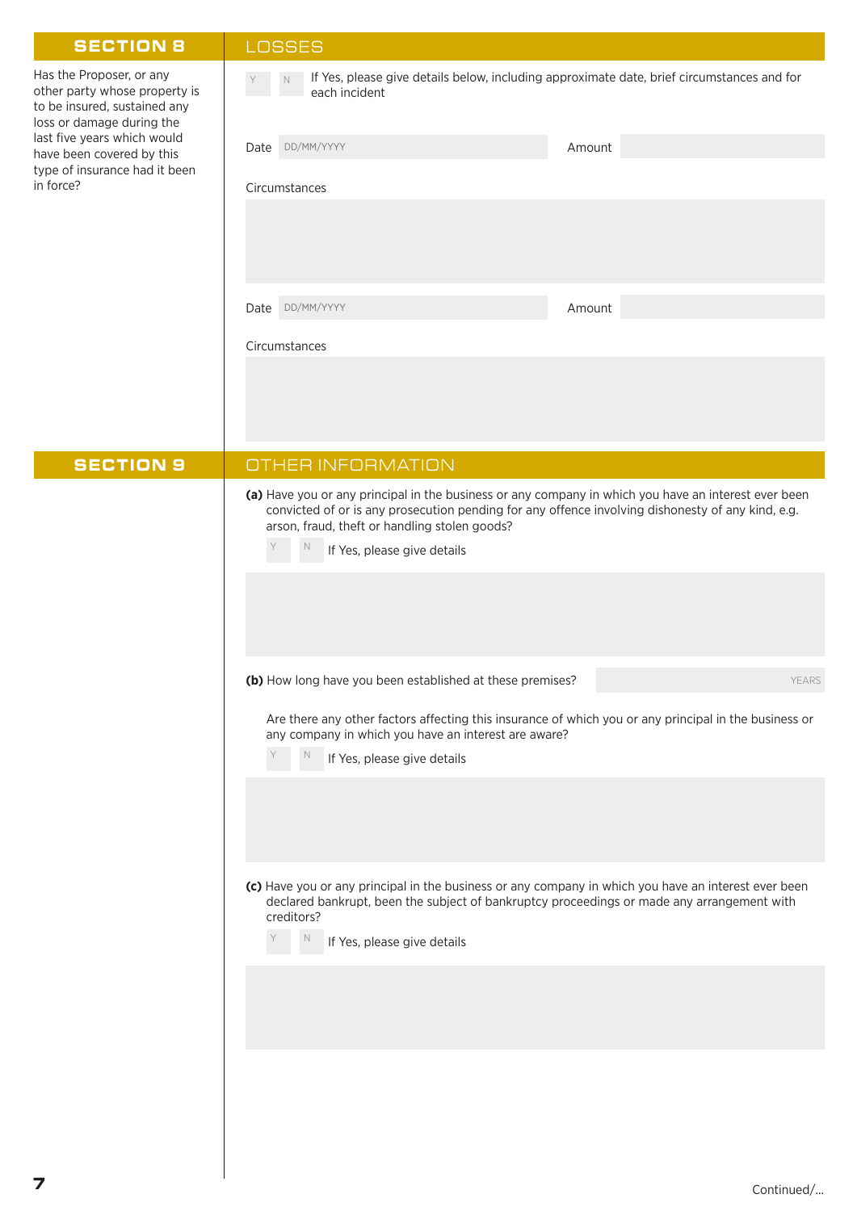## SECTION 8 — LOSSES

Has the Proposer, or any other party whose property is to be insured, sustained any loss or damage during the last five years which would have been covered by this type of insurance had it been in force?

Y N If Yes, please give details below, including approximate date, brief circumstances and for each incident

Date DD/MM/YYYY Amount

Circumstances

Date DD/MM/YYYY Amount

Circumstances

## SECTION 9 — OTHER INFORMATION

**(a)** Have you or any principal in the business or any company in which you have an interest ever been convicted of or is any prosecution pending for any offence involving dishonesty of any kind, e.g. arson, fraud, theft or handling stolen goods?

Y N If Yes, please give details

**(b)** How long have you been established at these premises? YEARS

Are there any other factors affecting this insurance of which you or any principal in the business or any company in which you have an interest are aware?

Y N If Yes, please give details

**(c)** Have you or any principal in the business or any company in which you have an interest ever been declared bankrupt, been the subject of bankruptcy proceedings or made any arrangement with creditors?

Y N If Yes, please give details

Continued/...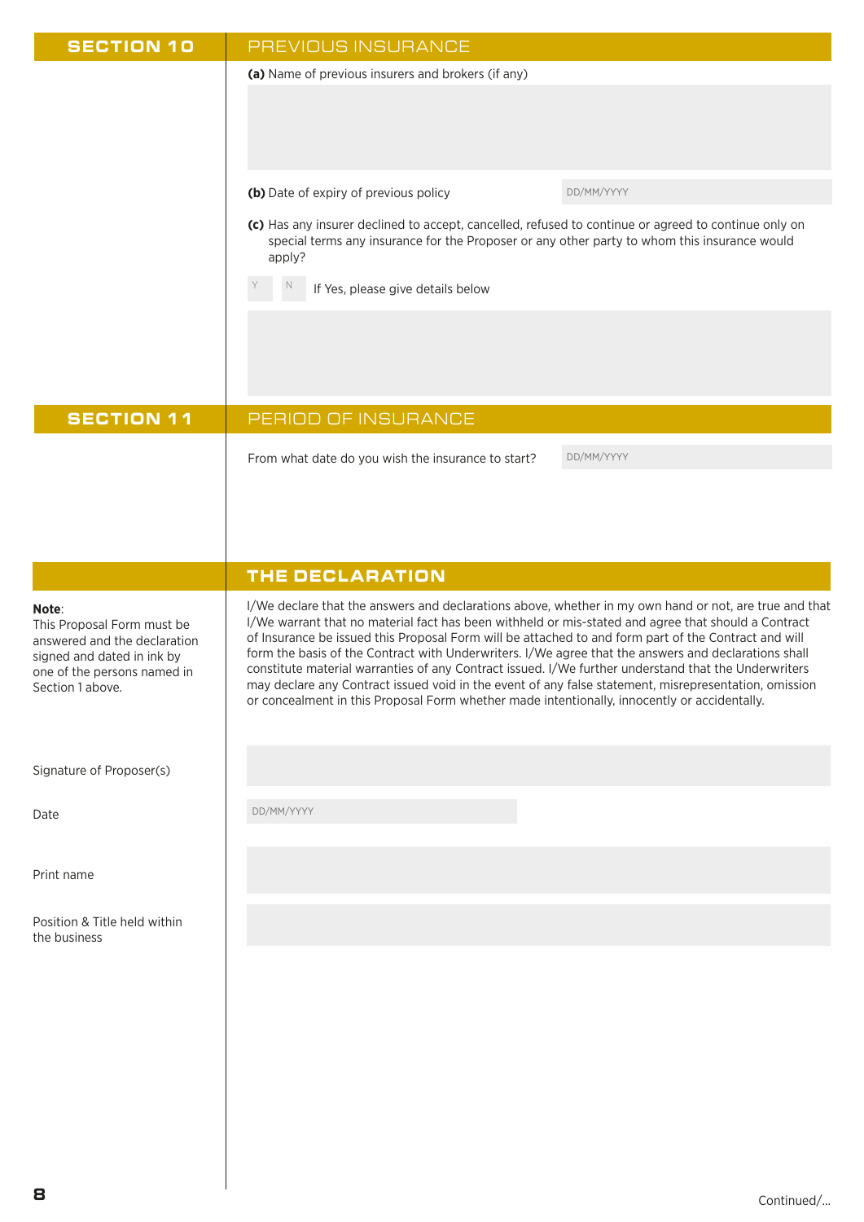## SECTION 10 PREVIOUS INSURANCE

**(a)** Name of previous insurers and brokers (if any)

**(b)** Date of expiry of previous policy DD/MM/YYYY

**(c)** Has any insurer declined to accept, cancelled, refused to continue or agreed to continue only on special terms any insurance for the Proposer or any other party to whom this insurance would apply?

Y N If Yes, please give details below

## SECTION 11 PERIOD OF INSURANCE

From what date do you wish the insurance to start? DD/MM/YYYY

## THE DECLARATION

**Note**:
This Proposal Form must be answered and the declaration signed and dated in ink by one of the persons named in Section 1 above.

I/We declare that the answers and declarations above, whether in my own hand or not, are true and that I/We warrant that no material fact has been withheld or mis-stated and agree that should a Contract of Insurance be issued this Proposal Form will be attached to and form part of the Contract and will form the basis of the Contract with Underwriters. I/We agree that the answers and declarations shall constitute material warranties of any Contract issued. I/We further understand that the Underwriters may declare any Contract issued void in the event of any false statement, misrepresentation, omission or concealment in this Proposal Form whether made intentionally, innocently or accidentally.

Signature of Proposer(s)

Date DD/MM/YYYY

Print name

Position & Title held within the business

Continued/...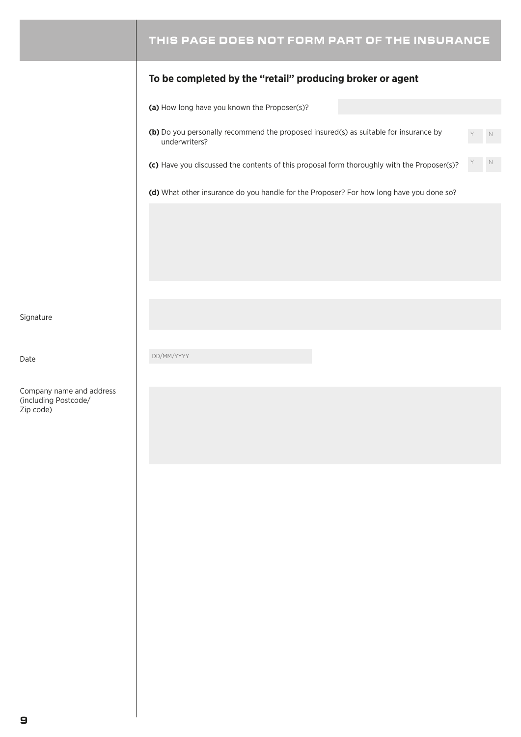## THIS PAGE DOES NOT FORM PART OF THE INSURANCE

### To be completed by the "retail" producing broker or agent

**(a)** How long have you known the Proposer(s)?

**(b)** Do you personally recommend the proposed insured(s) as suitable for insurance by underwriters? Y N

**(c)** Have you discussed the contents of this proposal form thoroughly with the Proposer(s)? Y N

**(d)** What other insurance do you handle for the Proposer? For how long have you done so?

Signature

Date DD/MM/YYYY

Company name and address (including Postcode/ Zip code)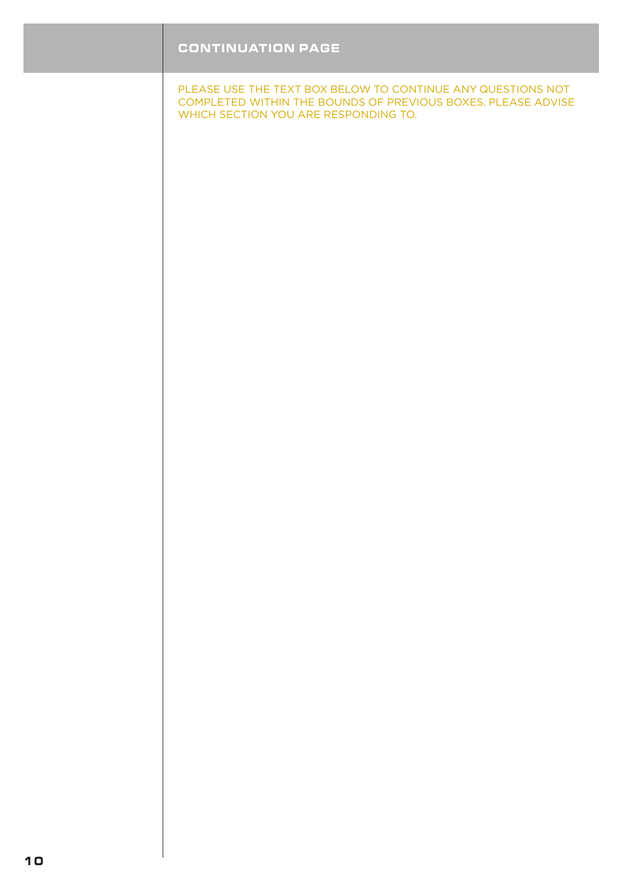## CONTINUATION PAGE

PLEASE USE THE TEXT BOX BELOW TO CONTINUE ANY QUESTIONS NOT COMPLETED WITHIN THE BOUNDS OF PREVIOUS BOXES. PLEASE ADVISE WHICH SECTION YOU ARE RESPONDING TO.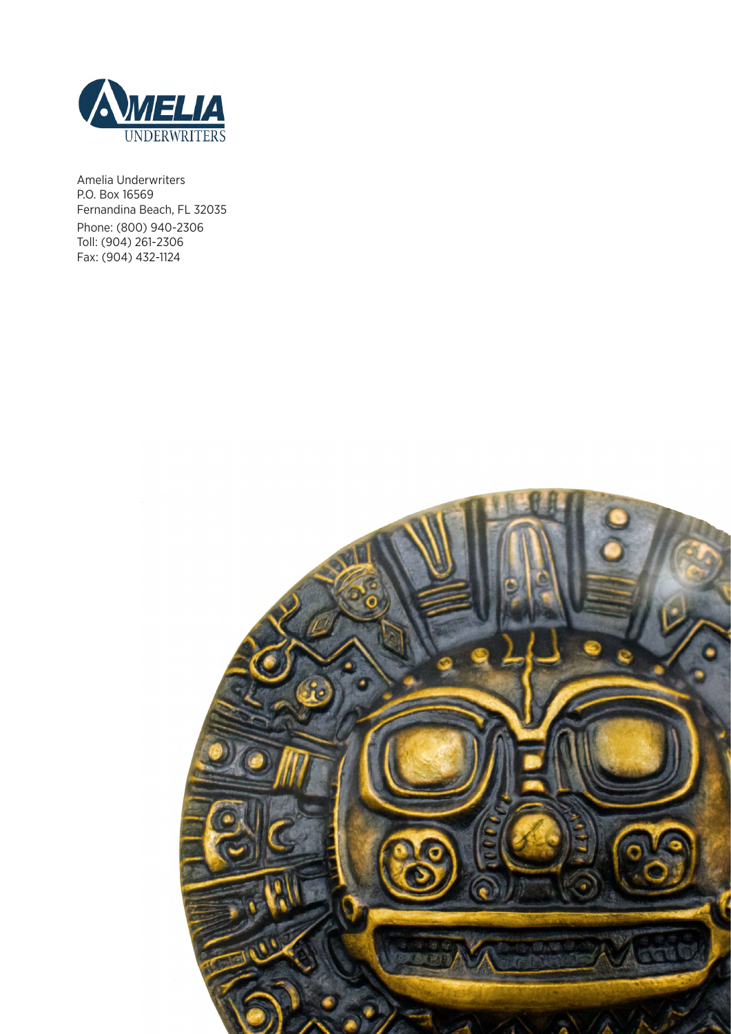AMELIA UNDERWRITERS

Amelia Underwriters
P.O. Box 16569
Fernandina Beach, FL 32035
Phone: (800) 940-2306
Toll: (904) 261-2306
Fax: (904) 432-1124